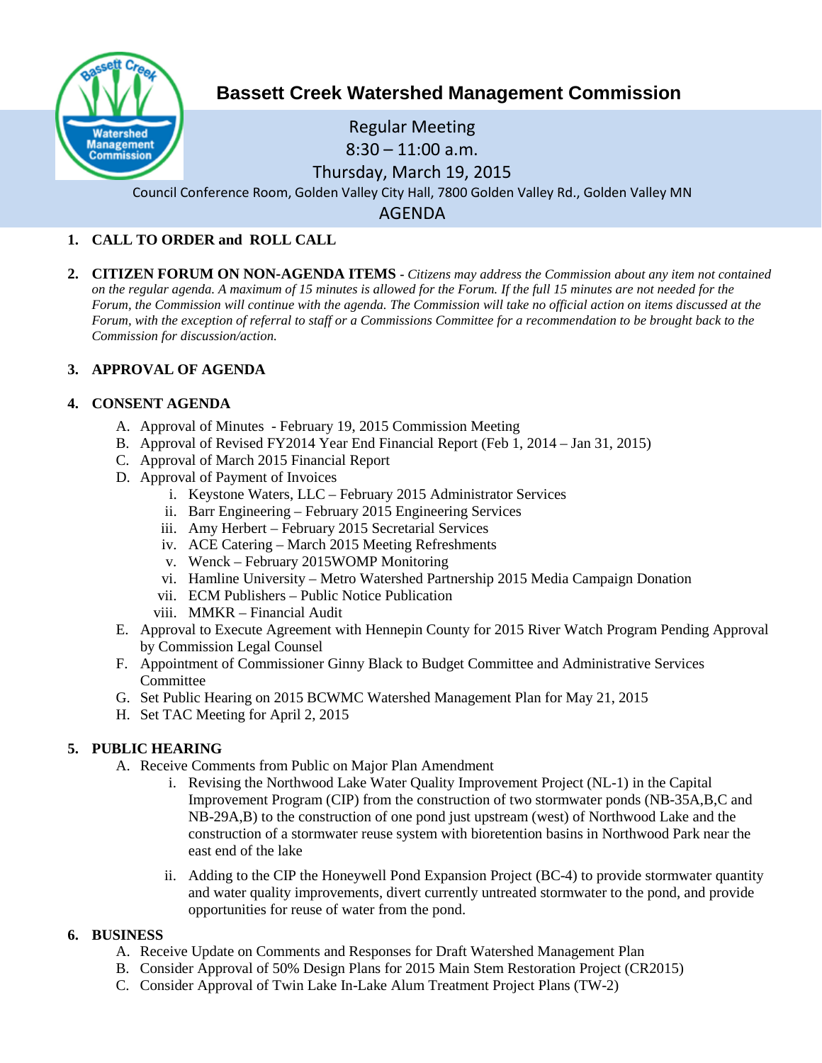# Bassett Creek Watershed Management Commission

Regular Meeting
8:30 – 11:00 a.m.
Thursday, March 19, 2015
Council Conference Room, Golden Valley City Hall, 7800 Golden Valley Rd., Golden Valley MN

AGENDA

1. **CALL TO ORDER and ROLL CALL**

2. **CITIZEN FORUM ON NON-AGENDA ITEMS** - *Citizens may address the Commission about any item not contained on the regular agenda. A maximum of 15 minutes is allowed for the Forum. If the full 15 minutes are not needed for the Forum, the Commission will continue with the agenda. The Commission will take no official action on items discussed at the Forum, with the exception of referral to staff or a Commissions Committee for a recommendation to be brought back to the Commission for discussion/action.*

3. **APPROVAL OF AGENDA**

4. **CONSENT AGENDA**
   A. Approval of Minutes - February 19, 2015 Commission Meeting
   B. Approval of Revised FY2014 Year End Financial Report (Feb 1, 2014 – Jan 31, 2015)
   C. Approval of March 2015 Financial Report
   D. Approval of Payment of Invoices
      i. Keystone Waters, LLC – February 2015 Administrator Services
      ii. Barr Engineering – February 2015 Engineering Services
      iii. Amy Herbert – February 2015 Secretarial Services
      iv. ACE Catering – March 2015 Meeting Refreshments
      v. Wenck – February 2015WOMP Monitoring
      vi. Hamline University – Metro Watershed Partnership 2015 Media Campaign Donation
      vii. ECM Publishers – Public Notice Publication
      viii. MMKR – Financial Audit
   E. Approval to Execute Agreement with Hennepin County for 2015 River Watch Program Pending Approval by Commission Legal Counsel
   F. Appointment of Commissioner Ginny Black to Budget Committee and Administrative Services Committee
   G. Set Public Hearing on 2015 BCWMC Watershed Management Plan for May 21, 2015
   H. Set TAC Meeting for April 2, 2015

5. **PUBLIC HEARING**
   A. Receive Comments from Public on Major Plan Amendment
      i. Revising the Northwood Lake Water Quality Improvement Project (NL-1) in the Capital Improvement Program (CIP) from the construction of two stormwater ponds (NB-35A,B,C and NB-29A,B) to the construction of one pond just upstream (west) of Northwood Lake and the construction of a stormwater reuse system with bioretention basins in Northwood Park near the east end of the lake
      ii. Adding to the CIP the Honeywell Pond Expansion Project (BC-4) to provide stormwater quantity and water quality improvements, divert currently untreated stormwater to the pond, and provide opportunities for reuse of water from the pond.

6. **BUSINESS**
   A. Receive Update on Comments and Responses for Draft Watershed Management Plan
   B. Consider Approval of 50% Design Plans for 2015 Main Stem Restoration Project (CR2015)
   C. Consider Approval of Twin Lake In-Lake Alum Treatment Project Plans (TW-2)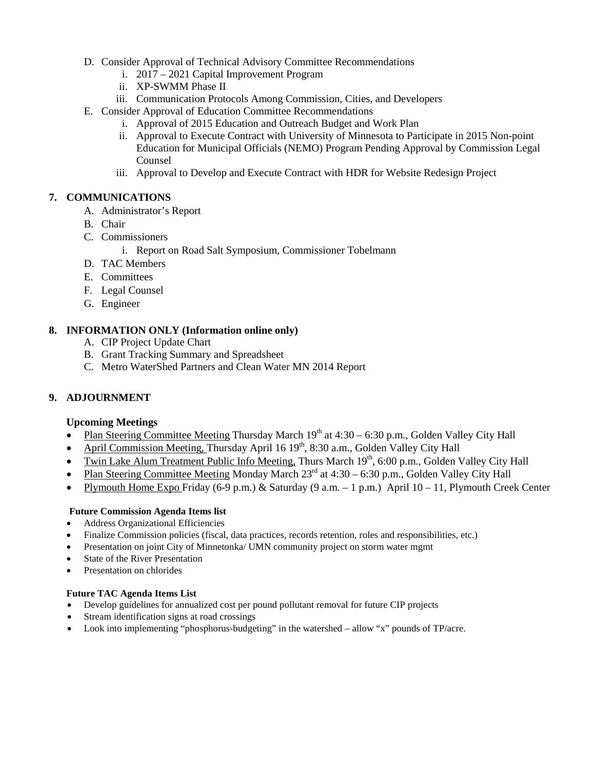D. Consider Approval of Technical Advisory Committee Recommendations
   i. 2017 – 2021 Capital Improvement Program
   ii. XP-SWMM Phase II
   iii. Communication Protocols Among Commission, Cities, and Developers

E. Consider Approval of Education Committee Recommendations
   i. Approval of 2015 Education and Outreach Budget and Work Plan
   ii. Approval to Execute Contract with University of Minnesota to Participate in 2015 Non-point Education for Municipal Officials (NEMO) Program Pending Approval by Commission Legal Counsel
   iii. Approval to Develop and Execute Contract with HDR for Website Redesign Project

## 7. COMMUNICATIONS

A. Administrator's Report
B. Chair
C. Commissioners
   i. Report on Road Salt Symposium, Commissioner Tobelmann
D. TAC Members
E. Committees
F. Legal Counsel
G. Engineer

## 8. INFORMATION ONLY (Information online only)

A. CIP Project Update Chart
B. Grant Tracking Summary and Spreadsheet
C. Metro WaterShed Partners and Clean Water MN 2014 Report

## 9. ADJOURNMENT

**Upcoming Meetings**

- Plan Steering Committee Meeting Thursday March 19th at 4:30 – 6:30 p.m., Golden Valley City Hall
- April Commission Meeting, Thursday April 16 19th, 8:30 a.m., Golden Valley City Hall
- Twin Lake Alum Treatment Public Info Meeting, Thurs March 19th, 6:00 p.m., Golden Valley City Hall
- Plan Steering Committee Meeting Monday March 23rd at 4:30 – 6:30 p.m., Golden Valley City Hall
- Plymouth Home Expo Friday (6-9 p.m.) & Saturday (9 a.m. – 1 p.m.) April 10 – 11, Plymouth Creek Center

**Future Commission Agenda Items list**

- Address Organizational Efficiencies
- Finalize Commission policies (fiscal, data practices, records retention, roles and responsibilities, etc.)
- Presentation on joint City of Minnetonka/ UMN community project on storm water mgmt
- State of the River Presentation
- Presentation on chlorides

**Future TAC Agenda Items List**

- Develop guidelines for annualized cost per pound pollutant removal for future CIP projects
- Stream identification signs at road crossings
- Look into implementing "phosphorus-budgeting" in the watershed – allow "x" pounds of TP/acre.